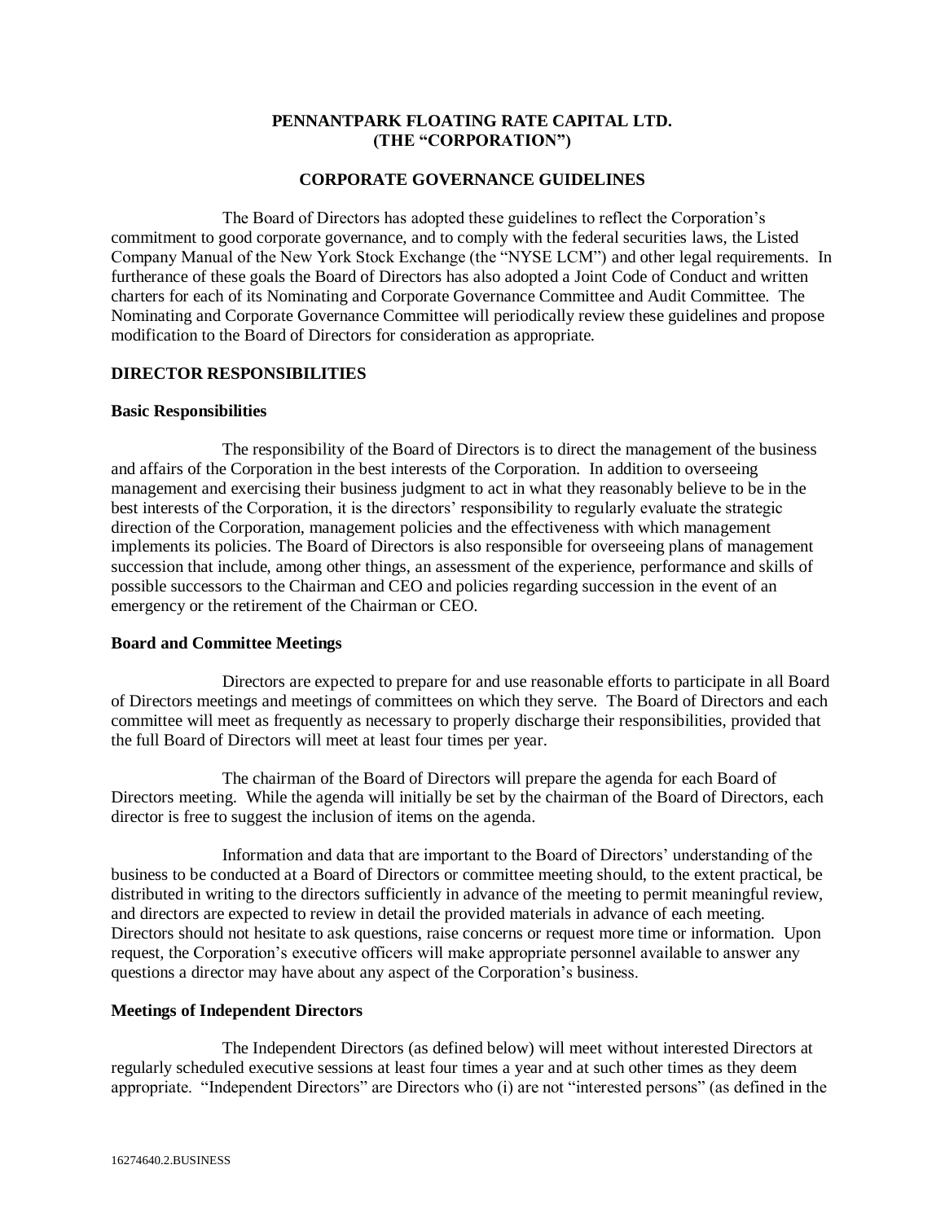# PENNANTPARK FLOATING RATE CAPITAL LTD.
# (THE "CORPORATION")

## CORPORATE GOVERNANCE GUIDELINES

The Board of Directors has adopted these guidelines to reflect the Corporation's commitment to good corporate governance, and to comply with the federal securities laws, the Listed Company Manual of the New York Stock Exchange (the "NYSE LCM") and other legal requirements. In furtherance of these goals the Board of Directors has also adopted a Joint Code of Conduct and written charters for each of its Nominating and Corporate Governance Committee and Audit Committee. The Nominating and Corporate Governance Committee will periodically review these guidelines and propose modification to the Board of Directors for consideration as appropriate.

### DIRECTOR RESPONSIBILITIES

#### Basic Responsibilities

The responsibility of the Board of Directors is to direct the management of the business and affairs of the Corporation in the best interests of the Corporation. In addition to overseeing management and exercising their business judgment to act in what they reasonably believe to be in the best interests of the Corporation, it is the directors' responsibility to regularly evaluate the strategic direction of the Corporation, management policies and the effectiveness with which management implements its policies. The Board of Directors is also responsible for overseeing plans of management succession that include, among other things, an assessment of the experience, performance and skills of possible successors to the Chairman and CEO and policies regarding succession in the event of an emergency or the retirement of the Chairman or CEO.

#### Board and Committee Meetings

Directors are expected to prepare for and use reasonable efforts to participate in all Board of Directors meetings and meetings of committees on which they serve. The Board of Directors and each committee will meet as frequently as necessary to properly discharge their responsibilities, provided that the full Board of Directors will meet at least four times per year.

The chairman of the Board of Directors will prepare the agenda for each Board of Directors meeting. While the agenda will initially be set by the chairman of the Board of Directors, each director is free to suggest the inclusion of items on the agenda.

Information and data that are important to the Board of Directors' understanding of the business to be conducted at a Board of Directors or committee meeting should, to the extent practical, be distributed in writing to the directors sufficiently in advance of the meeting to permit meaningful review, and directors are expected to review in detail the provided materials in advance of each meeting. Directors should not hesitate to ask questions, raise concerns or request more time or information. Upon request, the Corporation's executive officers will make appropriate personnel available to answer any questions a director may have about any aspect of the Corporation's business.

#### Meetings of Independent Directors

The Independent Directors (as defined below) will meet without interested Directors at regularly scheduled executive sessions at least four times a year and at such other times as they deem appropriate. "Independent Directors" are Directors who (i) are not "interested persons" (as defined in the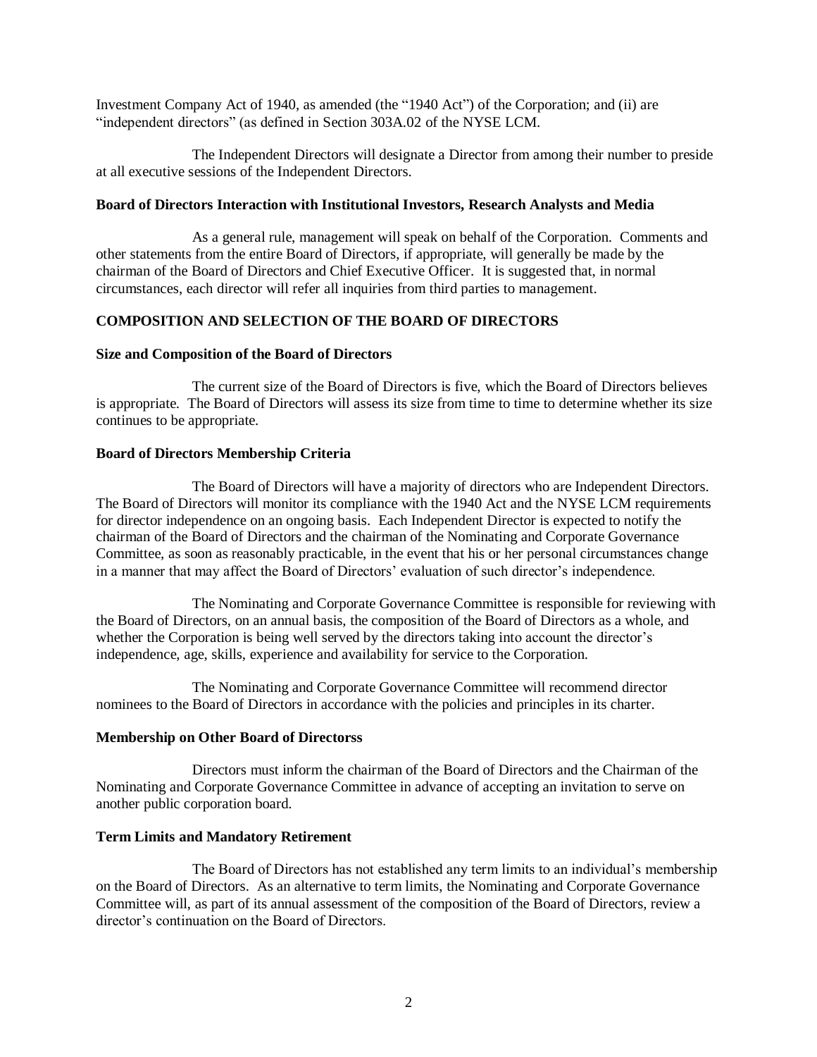Investment Company Act of 1940, as amended (the "1940 Act") of the Corporation; and (ii) are "independent directors" (as defined in Section 303A.02 of the NYSE LCM.

The Independent Directors will designate a Director from among their number to preside at all executive sessions of the Independent Directors.

**Board of Directors Interaction with Institutional Investors, Research Analysts and Media**

As a general rule, management will speak on behalf of the Corporation. Comments and other statements from the entire Board of Directors, if appropriate, will generally be made by the chairman of the Board of Directors and Chief Executive Officer. It is suggested that, in normal circumstances, each director will refer all inquiries from third parties to management.

## COMPOSITION AND SELECTION OF THE BOARD OF DIRECTORS

**Size and Composition of the Board of Directors**

The current size of the Board of Directors is five, which the Board of Directors believes is appropriate. The Board of Directors will assess its size from time to time to determine whether its size continues to be appropriate.

**Board of Directors Membership Criteria**

The Board of Directors will have a majority of directors who are Independent Directors. The Board of Directors will monitor its compliance with the 1940 Act and the NYSE LCM requirements for director independence on an ongoing basis. Each Independent Director is expected to notify the chairman of the Board of Directors and the chairman of the Nominating and Corporate Governance Committee, as soon as reasonably practicable, in the event that his or her personal circumstances change in a manner that may affect the Board of Directors' evaluation of such director's independence.

The Nominating and Corporate Governance Committee is responsible for reviewing with the Board of Directors, on an annual basis, the composition of the Board of Directors as a whole, and whether the Corporation is being well served by the directors taking into account the director's independence, age, skills, experience and availability for service to the Corporation.

The Nominating and Corporate Governance Committee will recommend director nominees to the Board of Directors in accordance with the policies and principles in its charter.

**Membership on Other Board of Directorss**

Directors must inform the chairman of the Board of Directors and the Chairman of the Nominating and Corporate Governance Committee in advance of accepting an invitation to serve on another public corporation board.

**Term Limits and Mandatory Retirement**

The Board of Directors has not established any term limits to an individual's membership on the Board of Directors. As an alternative to term limits, the Nominating and Corporate Governance Committee will, as part of its annual assessment of the composition of the Board of Directors, review a director's continuation on the Board of Directors.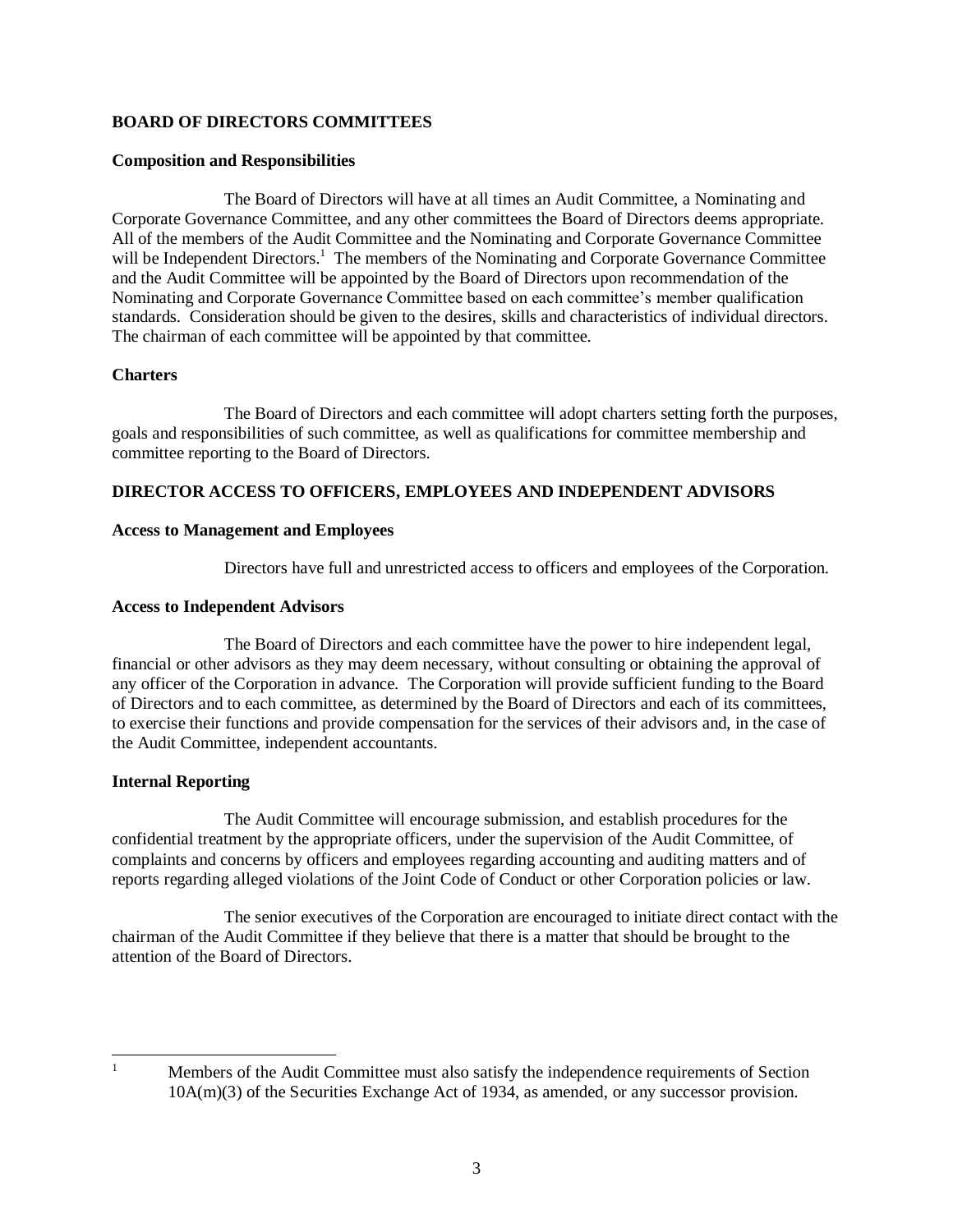## BOARD OF DIRECTORS COMMITTEES

### Composition and Responsibilities

The Board of Directors will have at all times an Audit Committee, a Nominating and Corporate Governance Committee, and any other committees the Board of Directors deems appropriate. All of the members of the Audit Committee and the Nominating and Corporate Governance Committee will be Independent Directors.[1] The members of the Nominating and Corporate Governance Committee and the Audit Committee will be appointed by the Board of Directors upon recommendation of the Nominating and Corporate Governance Committee based on each committee's member qualification standards. Consideration should be given to the desires, skills and characteristics of individual directors. The chairman of each committee will be appointed by that committee.

### Charters

The Board of Directors and each committee will adopt charters setting forth the purposes, goals and responsibilities of such committee, as well as qualifications for committee membership and committee reporting to the Board of Directors.

## DIRECTOR ACCESS TO OFFICERS, EMPLOYEES AND INDEPENDENT ADVISORS

### Access to Management and Employees

Directors have full and unrestricted access to officers and employees of the Corporation.

### Access to Independent Advisors

The Board of Directors and each committee have the power to hire independent legal, financial or other advisors as they may deem necessary, without consulting or obtaining the approval of any officer of the Corporation in advance. The Corporation will provide sufficient funding to the Board of Directors and to each committee, as determined by the Board of Directors and each of its committees, to exercise their functions and provide compensation for the services of their advisors and, in the case of the Audit Committee, independent accountants.

### Internal Reporting

The Audit Committee will encourage submission, and establish procedures for the confidential treatment by the appropriate officers, under the supervision of the Audit Committee, of complaints and concerns by officers and employees regarding accounting and auditing matters and of reports regarding alleged violations of the Joint Code of Conduct or other Corporation policies or law.

The senior executives of the Corporation are encouraged to initiate direct contact with the chairman of the Audit Committee if they believe that there is a matter that should be brought to the attention of the Board of Directors.

---

[1] Members of the Audit Committee must also satisfy the independence requirements of Section 10A(m)(3) of the Securities Exchange Act of 1934, as amended, or any successor provision.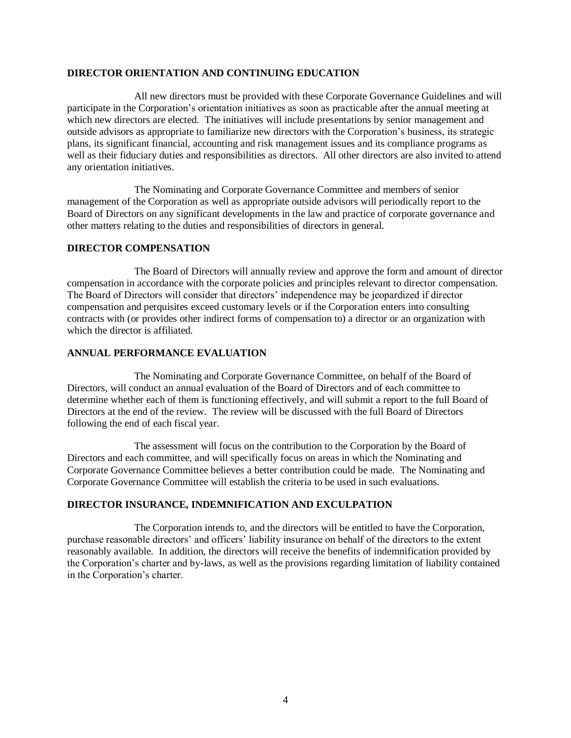## DIRECTOR ORIENTATION AND CONTINUING EDUCATION

All new directors must be provided with these Corporate Governance Guidelines and will participate in the Corporation's orientation initiatives as soon as practicable after the annual meeting at which new directors are elected. The initiatives will include presentations by senior management and outside advisors as appropriate to familiarize new directors with the Corporation's business, its strategic plans, its significant financial, accounting and risk management issues and its compliance programs as well as their fiduciary duties and responsibilities as directors. All other directors are also invited to attend any orientation initiatives.

The Nominating and Corporate Governance Committee and members of senior management of the Corporation as well as appropriate outside advisors will periodically report to the Board of Directors on any significant developments in the law and practice of corporate governance and other matters relating to the duties and responsibilities of directors in general.

## DIRECTOR COMPENSATION

The Board of Directors will annually review and approve the form and amount of director compensation in accordance with the corporate policies and principles relevant to director compensation. The Board of Directors will consider that directors' independence may be jeopardized if director compensation and perquisites exceed customary levels or if the Corporation enters into consulting contracts with (or provides other indirect forms of compensation to) a director or an organization with which the director is affiliated.

## ANNUAL PERFORMANCE EVALUATION

The Nominating and Corporate Governance Committee, on behalf of the Board of Directors, will conduct an annual evaluation of the Board of Directors and of each committee to determine whether each of them is functioning effectively, and will submit a report to the full Board of Directors at the end of the review. The review will be discussed with the full Board of Directors following the end of each fiscal year.

The assessment will focus on the contribution to the Corporation by the Board of Directors and each committee, and will specifically focus on areas in which the Nominating and Corporate Governance Committee believes a better contribution could be made. The Nominating and Corporate Governance Committee will establish the criteria to be used in such evaluations.

## DIRECTOR INSURANCE, INDEMNIFICATION AND EXCULPATION

The Corporation intends to, and the directors will be entitled to have the Corporation, purchase reasonable directors' and officers' liability insurance on behalf of the directors to the extent reasonably available. In addition, the directors will receive the benefits of indemnification provided by the Corporation's charter and by-laws, as well as the provisions regarding limitation of liability contained in the Corporation's charter.